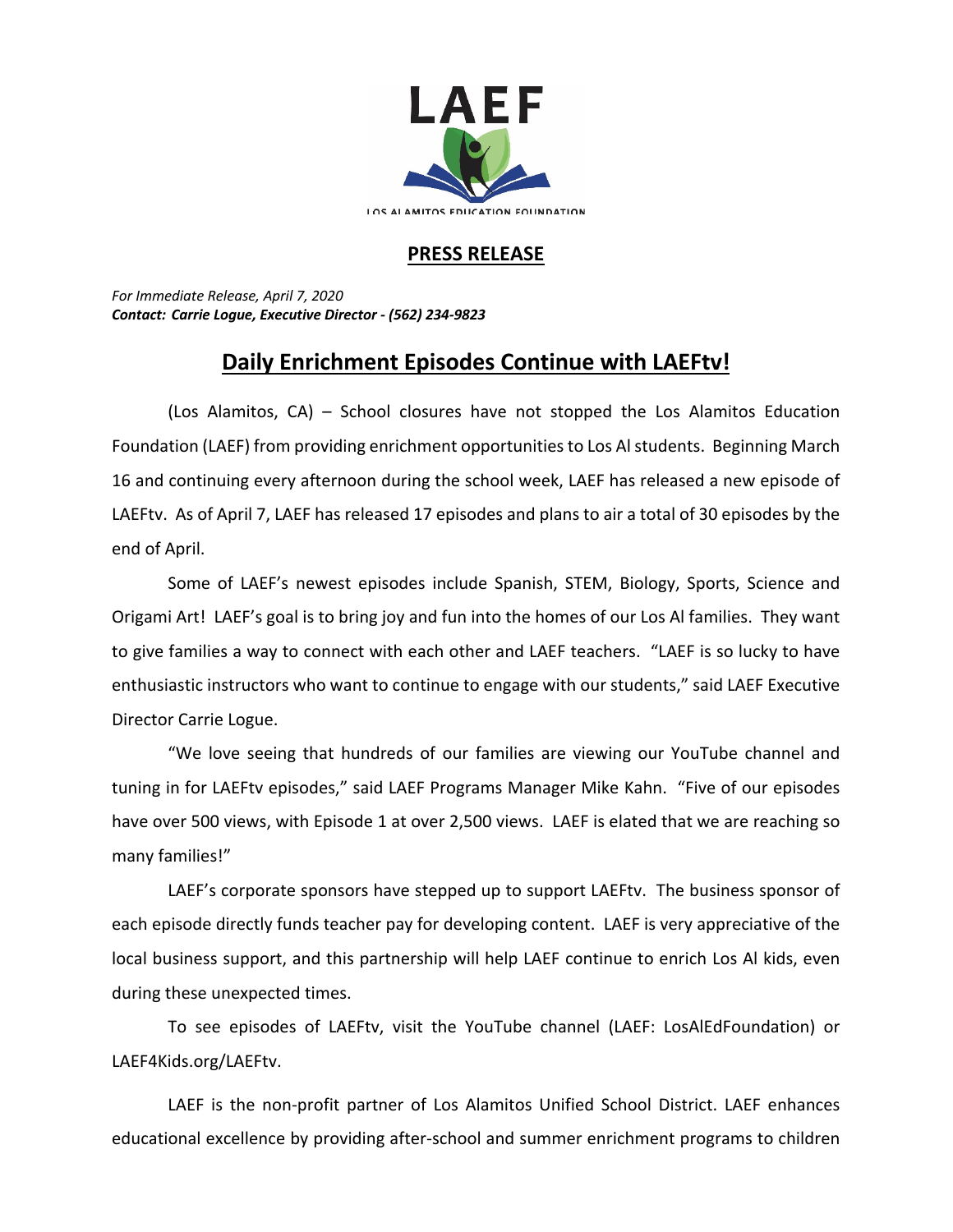LAEF

LOS ALAMITOS EDUCATION FOUNDATION

## PRESS RELEASE

*For Immediate Release, April 7, 2020*
***Contact: Carrie Logue, Executive Director - (562) 234-9823***

# Daily Enrichment Episodes Continue with LAEFtv!

(Los Alamitos, CA) – School closures have not stopped the Los Alamitos Education Foundation (LAEF) from providing enrichment opportunities to Los Al students. Beginning March 16 and continuing every afternoon during the school week, LAEF has released a new episode of LAEFtv. As of April 7, LAEF has released 17 episodes and plans to air a total of 30 episodes by the end of April.

Some of LAEF's newest episodes include Spanish, STEM, Biology, Sports, Science and Origami Art! LAEF's goal is to bring joy and fun into the homes of our Los Al families. They want to give families a way to connect with each other and LAEF teachers. "LAEF is so lucky to have enthusiastic instructors who want to continue to engage with our students," said LAEF Executive Director Carrie Logue.

"We love seeing that hundreds of our families are viewing our YouTube channel and tuning in for LAEFtv episodes," said LAEF Programs Manager Mike Kahn. "Five of our episodes have over 500 views, with Episode 1 at over 2,500 views. LAEF is elated that we are reaching so many families!"

LAEF's corporate sponsors have stepped up to support LAEFtv. The business sponsor of each episode directly funds teacher pay for developing content. LAEF is very appreciative of the local business support, and this partnership will help LAEF continue to enrich Los Al kids, even during these unexpected times.

To see episodes of LAEFtv, visit the YouTube channel (LAEF: LosAlEdFoundation) or LAEF4Kids.org/LAEFtv.

LAEF is the non-profit partner of Los Alamitos Unified School District. LAEF enhances educational excellence by providing after-school and summer enrichment programs to children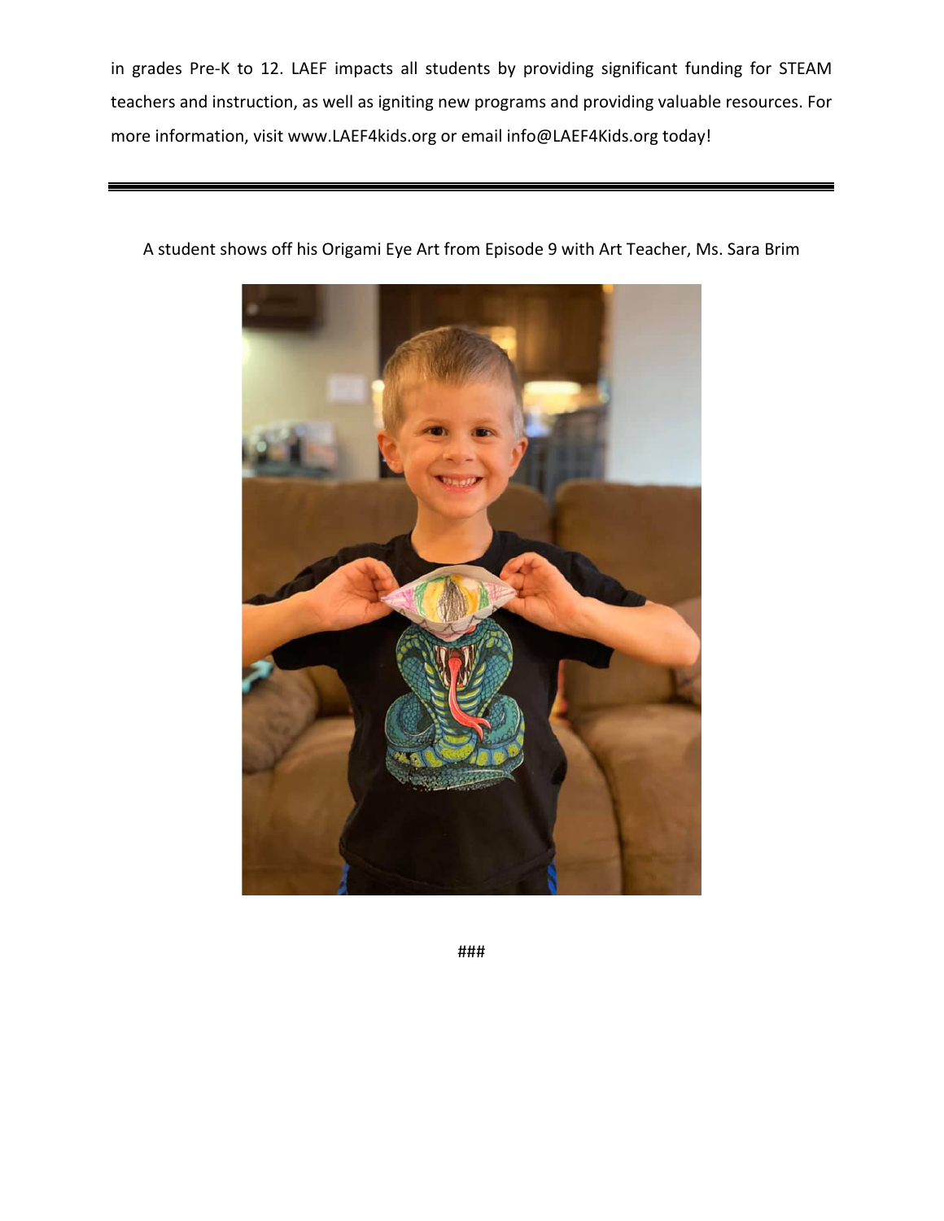in grades Pre-K to 12. LAEF impacts all students by providing significant funding for STEAM teachers and instruction, as well as igniting new programs and providing valuable resources. For more information, visit www.LAEF4kids.org or email info@LAEF4Kids.org today!

---

A student shows off his Origami Eye Art from Episode 9 with Art Teacher, Ms. Sara Brim

###